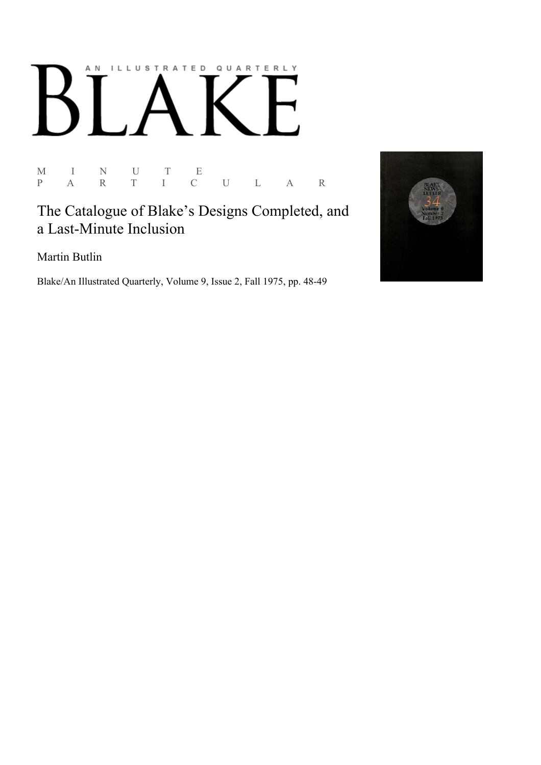# BLAKE

AN ILLUSTRATED QUARTERLY

MINUTE PARTICULAR

## The Catalogue of Blake's Designs Completed, and a Last-Minute Inclusion

Martin Butlin

Blake/An Illustrated Quarterly, Volume 9, Issue 2, Fall 1975, pp. 48-49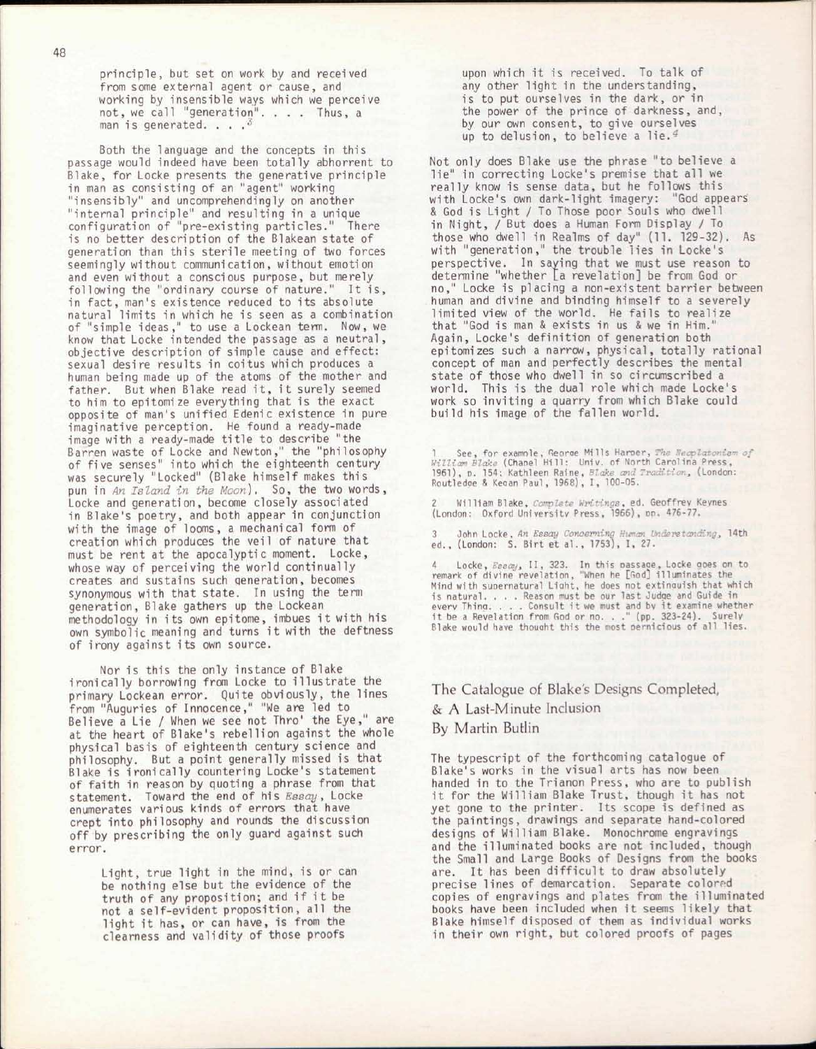> principle, but set on work by and received from some external agent or cause, and working by insensible ways which we perceive not, we call "generation". . . . Thus, a man is generated. . . .[3]

Both the language and the concepts in this passage would indeed have been totally abhorrent to Blake, for Locke presents the generative principle in man as consisting of an "agent" working "insensibly" and uncomprehendingly on another "internal principle" and resulting in a unique configuration of "pre-existing particles." There is no better description of the Blakean state of generation than this sterile meeting of two forces seemingly without communication, without emotion and even without a conscious purpose, but merely following the "ordinary course of nature." It is, in fact, man's existence reduced to its absolute natural limits in which he is seen as a combination of "simple ideas," to use a Lockean term. Now, we know that Locke intended the passage as a neutral, objective description of simple cause and effect: sexual desire results in coitus which produces a human being made up of the atoms of the mother and father. But when Blake read it, it surely seemed to him to epitomize everything that is the exact opposite of man's unified Edenic existence in pure imaginative perception. He found a ready-made image with a ready-made title to describe "the Barren waste of Locke and Newton," the "philosophy of five senses" into which the eighteenth century was securely "Locked" (Blake himself makes this pun in *An Island in the Moon*). So, the two words, Locke and generation, become closely associated in Blake's poetry, and both appear in conjunction with the image of looms, a mechanical form of creation which produces the veil of nature that must be rent at the apocalyptic moment. Locke, whose way of perceiving the world continually creates and sustains such generation, becomes synonymous with that state. In using the term generation, Blake gathers up the Lockean methodology in its own epitome, imbues it with his own symbolic meaning and turns it with the deftness of irony against its own source.

Nor is this the only instance of Blake ironically borrowing from Locke to illustrate the primary Lockean error. Quite obviously, the lines from "Auguries of Innocence," "We are led to Believe a Lie / When we see not Thro' the Eye," are at the heart of Blake's rebellion against the whole physical basis of eighteenth century science and philosophy. But a point generally missed is that Blake is ironically countering Locke's statement of faith in reason by quoting a phrase from that statement. Toward the end of his *Essay*, Locke enumerates various kinds of errors that have crept into philosophy and rounds the discussion off by prescribing the only guard against such error.

> Light, true light in the mind, is or can be nothing else but the evidence of the truth of any proposition; and if it be not a self-evident proposition, all the light it has, or can have, is from the clearness and validity of those proofs upon which it is received. To talk of any other light in the understanding, is to put ourselves in the dark, or in the power of the prince of darkness, and, by our own consent, to give ourselves up to delusion, to believe a lie.[4]

Not only does Blake use the phrase "to believe a lie" in correcting Locke's premise that all we really know is sense data, but he follows this with Locke's own dark-light imagery: "God appears & God is Light / To Those poor Souls who dwell in Night, / But does a Human Form Display / To those who dwell in Realms of day" (ll. 129-32). As with "generation," the trouble lies in Locke's perspective. In saying that we must use reason to determine "whether [a revelation] be from God or no," Locke is placing a non-existent barrier between human and divine and binding himself to a severely limited view of the world. He fails to realize that "God is man & exists in us & we in Him." Again, Locke's definition of generation both epitomizes such a narrow, physical, totally rational concept of man and perfectly describes the mental state of those who dwell in so circumscribed a world. This is the dual role which made Locke's work so inviting a quarry from which Blake could build his image of the fallen world.

1 See, for example, George Mills Harper, *The Neoplatonism of William Blake* (Chapel Hill: Univ. of North Carolina Press, 1961), p. 154; Kathleen Raine, *Blake and Tradition*, (London: Routledge & Kegan Paul, 1968), I, 100-05.

2 William Blake, *Complete Writings*, ed. Geoffrey Keynes (London: Oxford University Press, 1966), pp. 476-77.

3 John Locke, *An Essay Concerning Human Understanding*, 14th ed., (London: S. Birt et al., 1753), I, 27.

4 Locke, *Essay*, II, 323. In this passage, Locke goes on to remark of divine revelation, "When he [God] illuminates the Mind with supernatural Light, he does not extinguish that which is natural. . . . Reason must be our last Judge and Guide in every Thing. . . . Consult it we must and by it examine whether it be a Revelation from God or no. . ." (pp. 323-24). Surely Blake would have thought this the most pernicious of all lies.

## The Catalogue of Blake's Designs Completed, & A Last-Minute Inclusion

### By Martin Butlin

The typescript of the forthcoming catalogue of Blake's works in the visual arts has now been handed in to the Trianon Press, who are to publish it for the William Blake Trust, though it has not yet gone to the printer. Its scope is defined as the paintings, drawings and separate hand-colored designs of William Blake. Monochrome engravings and the illuminated books are not included, though the Small and Large Books of Designs from the books are. It has been difficult to draw absolutely precise lines of demarcation. Separate colored copies of engravings and plates from the illuminated books have been included when it seems likely that Blake himself disposed of them as individual works in their own right, but colored proofs of pages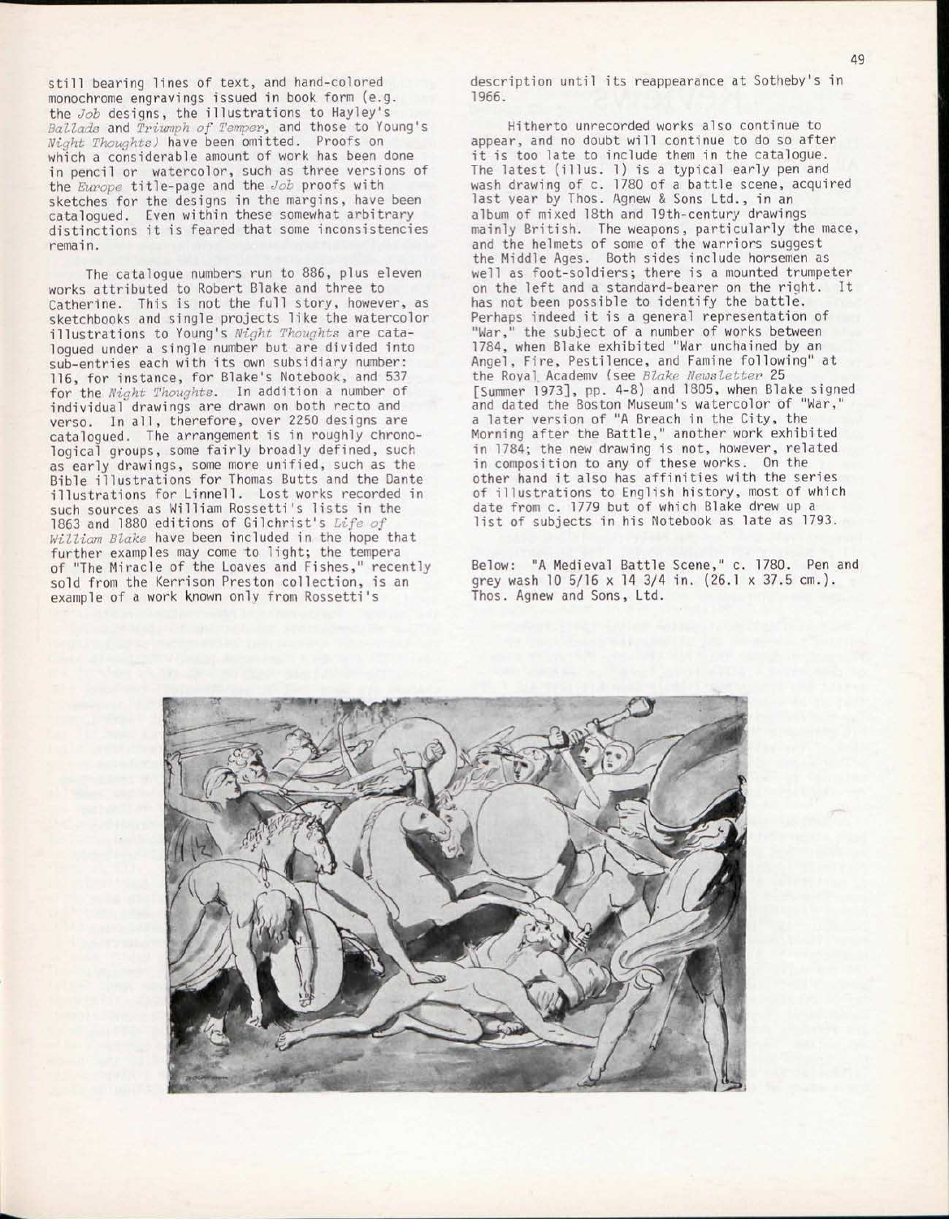still bearing lines of text, and hand-colored monochrome engravings issued in book form (e.g. the *Job* designs, the illustrations to Hayley's *Ballads* and *Triumph of Temper*, and those to Young's *Night Thoughts*) have been omitted. Proofs on which a considerable amount of work has been done in pencil or watercolor, such as three versions of the *Europe* title-page and the *Job* proofs with sketches for the designs in the margins, have been catalogued. Even within these somewhat arbitrary distinctions it is feared that some inconsistencies remain.

The catalogue numbers run to 886, plus eleven works attributed to Robert Blake and three to Catherine. This is not the full story, however, as sketchbooks and single projects like the watercolor illustrations to Young's *Night Thoughts* are catalogued under a single number but are divided into sub-entries each with its own subsidiary number: 116, for instance, for Blake's Notebook, and 537 for the *Night Thoughts*. In addition a number of individual drawings are drawn on both recto and verso. In all, therefore, over 2250 designs are catalogued. The arrangement is in roughly chronological groups, some fairly broadly defined, such as early drawings, some more unified, such as the Bible illustrations for Thomas Butts and the Dante illustrations for Linnell. Lost works recorded in such sources as William Rossetti's lists in the 1863 and 1880 editions of Gilchrist's *Life of William Blake* have been included in the hope that further examples may come to light; the tempera of "The Miracle of the Loaves and Fishes," recently sold from the Kerrison Preston collection, is an example of a work known only from Rossetti's description until its reappearance at Sotheby's in 1966.

Hitherto unrecorded works also continue to appear, and no doubt will continue to do so after it is too late to include them in the catalogue. The latest (illus. 1) is a typical early pen and wash drawing of c. 1780 of a battle scene, acquired last year by Thos. Agnew & Sons Ltd., in an album of mixed 18th and 19th-century drawings mainly British. The weapons, particularly the mace, and the helmets of some of the warriors suggest the Middle Ages. Both sides include horsemen as well as foot-soldiers; there is a mounted trumpeter on the left and a standard-bearer on the right. It has not been possible to identify the battle. Perhaps indeed it is a general representation of "War," the subject of a number of works between 1784, when Blake exhibited "War unchained by an Angel, Fire, Pestilence, and Famine following" at the Royal Academy (see *Blake Newsletter* 25 [Summer 1973], pp. 4-8) and 1805, when Blake signed and dated the Boston Museum's watercolor of "War," a later version of "A Breach in the City, the Morning after the Battle," another work exhibited in 1784; the new drawing is not, however, related in composition to any of these works. On the other hand it also has affinities with the series of illustrations to English history, most of which date from c. 1779 but of which Blake drew up a list of subjects in his Notebook as late as 1793.

Below: "A Medieval Battle Scene," c. 1780. Pen and grey wash 10 5/16 x 14 3/4 in. (26.1 x 37.5 cm.). Thos. Agnew and Sons, Ltd.